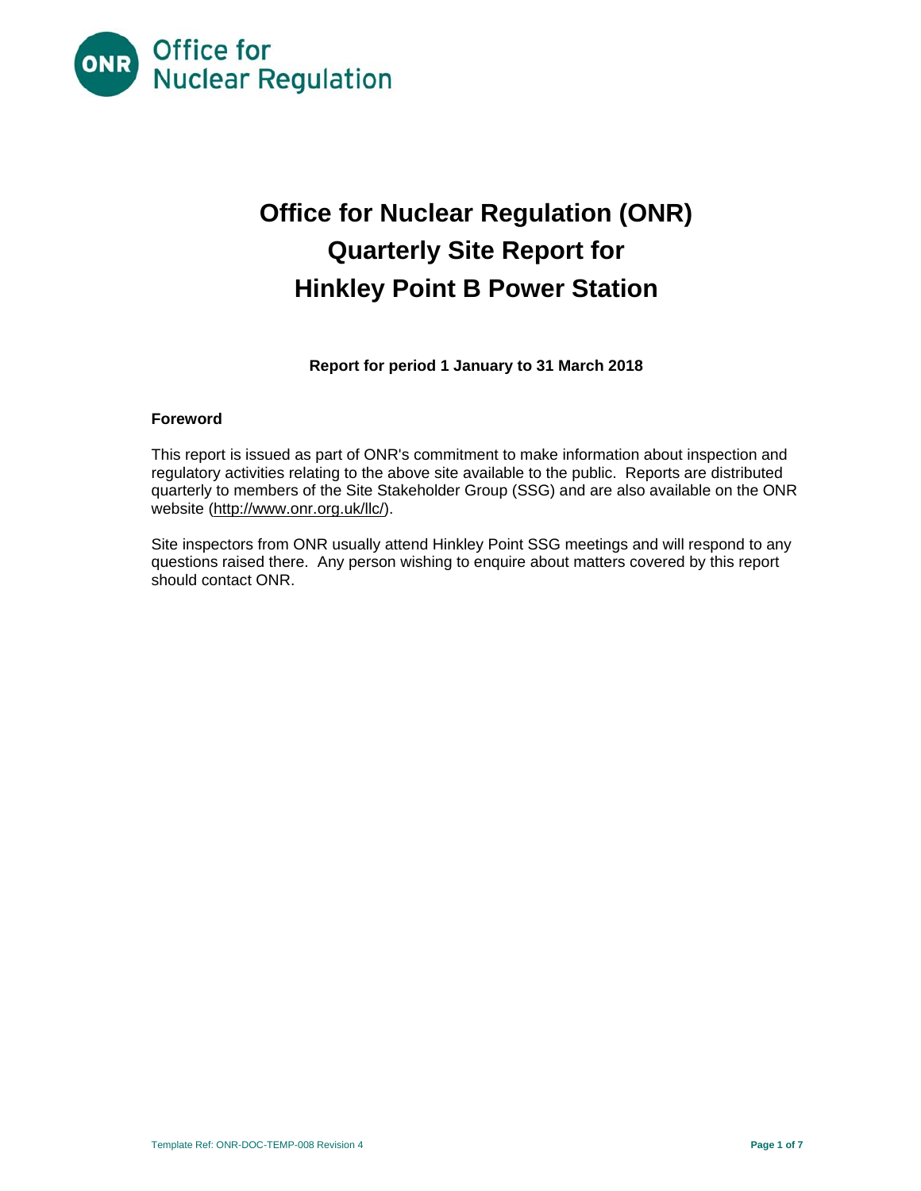# Office for Nuclear Regulation (ONR) Quarterly Site Report for Hinkley Point B Power Station

**Report for period 1 January to 31 March 2018**

## Foreword

This report is issued as part of ONR's commitment to make information about inspection and regulatory activities relating to the above site available to the public. Reports are distributed quarterly to members of the Site Stakeholder Group (SSG) and are also available on the ONR website (http://www.onr.org.uk/llc/).

Site inspectors from ONR usually attend Hinkley Point SSG meetings and will respond to any questions raised there. Any person wishing to enquire about matters covered by this report should contact ONR.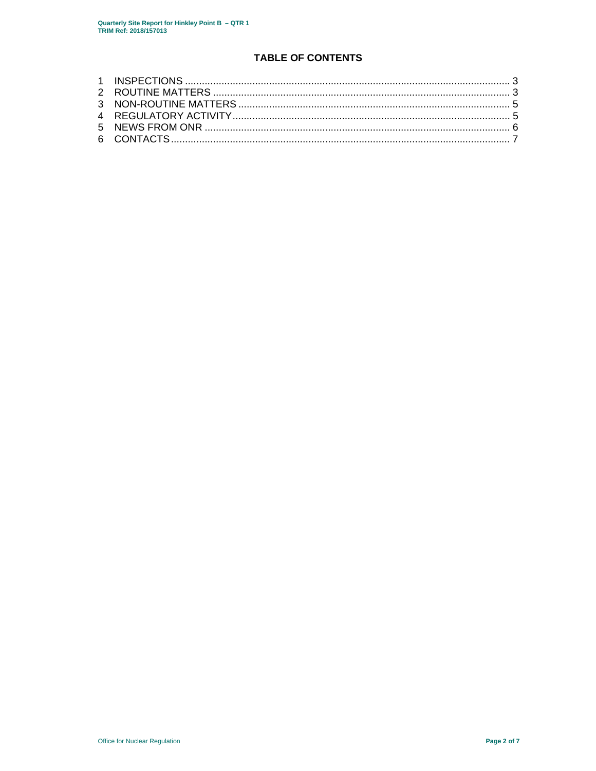# TABLE OF CONTENTS

1 INSPECTIONS ........................................................................................................ 3
2 ROUTINE MATTERS ............................................................................................ 3
3 NON-ROUTINE MATTERS .................................................................................... 5
4 REGULATORY ACTIVITY ..................................................................................... 5
5 NEWS FROM ONR ............................................................................................... 6
6 CONTACTS ............................................................................................................ 7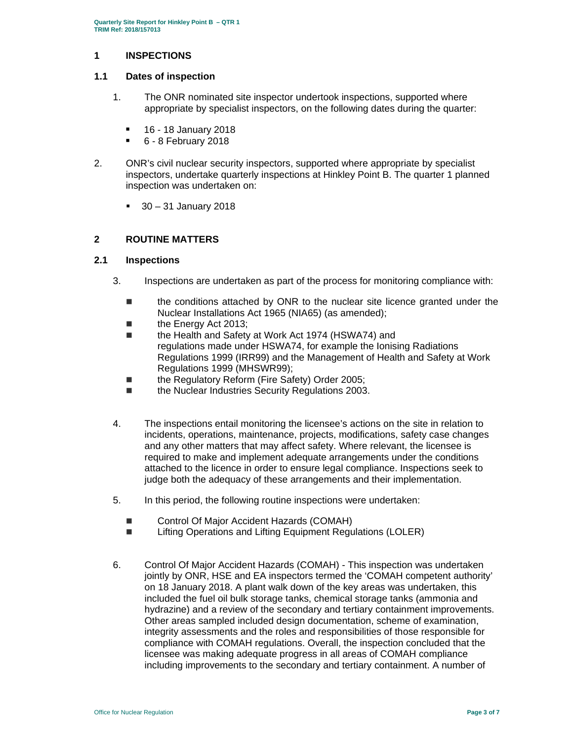## 1 INSPECTIONS

### 1.1 Dates of inspection

1. The ONR nominated site inspector undertook inspections, supported where appropriate by specialist inspectors, on the following dates during the quarter:

   - 16 - 18 January 2018
   - 6 - 8 February 2018

2. ONR's civil nuclear security inspectors, supported where appropriate by specialist inspectors, undertake quarterly inspections at Hinkley Point B. The quarter 1 planned inspection was undertaken on:

   - 30 – 31 January 2018

## 2 ROUTINE MATTERS

### 2.1 Inspections

3. Inspections are undertaken as part of the process for monitoring compliance with:

   - the conditions attached by ONR to the nuclear site licence granted under the Nuclear Installations Act 1965 (NIA65) (as amended);
   - the Energy Act 2013;
   - the Health and Safety at Work Act 1974 (HSWA74) and regulations made under HSWA74, for example the Ionising Radiations Regulations 1999 (IRR99) and the Management of Health and Safety at Work Regulations 1999 (MHSWR99);
   - the Regulatory Reform (Fire Safety) Order 2005;
   - the Nuclear Industries Security Regulations 2003.

4. The inspections entail monitoring the licensee's actions on the site in relation to incidents, operations, maintenance, projects, modifications, safety case changes and any other matters that may affect safety. Where relevant, the licensee is required to make and implement adequate arrangements under the conditions attached to the licence in order to ensure legal compliance. Inspections seek to judge both the adequacy of these arrangements and their implementation.

5. In this period, the following routine inspections were undertaken:

   - Control Of Major Accident Hazards (COMAH)
   - Lifting Operations and Lifting Equipment Regulations (LOLER)

6. Control Of Major Accident Hazards (COMAH) - This inspection was undertaken jointly by ONR, HSE and EA inspectors termed the 'COMAH competent authority' on 18 January 2018. A plant walk down of the key areas was undertaken, this included the fuel oil bulk storage tanks, chemical storage tanks (ammonia and hydrazine) and a review of the secondary and tertiary containment improvements. Other areas sampled included design documentation, scheme of examination, integrity assessments and the roles and responsibilities of those responsible for compliance with COMAH regulations. Overall, the inspection concluded that the licensee was making adequate progress in all areas of COMAH compliance including improvements to the secondary and tertiary containment. A number of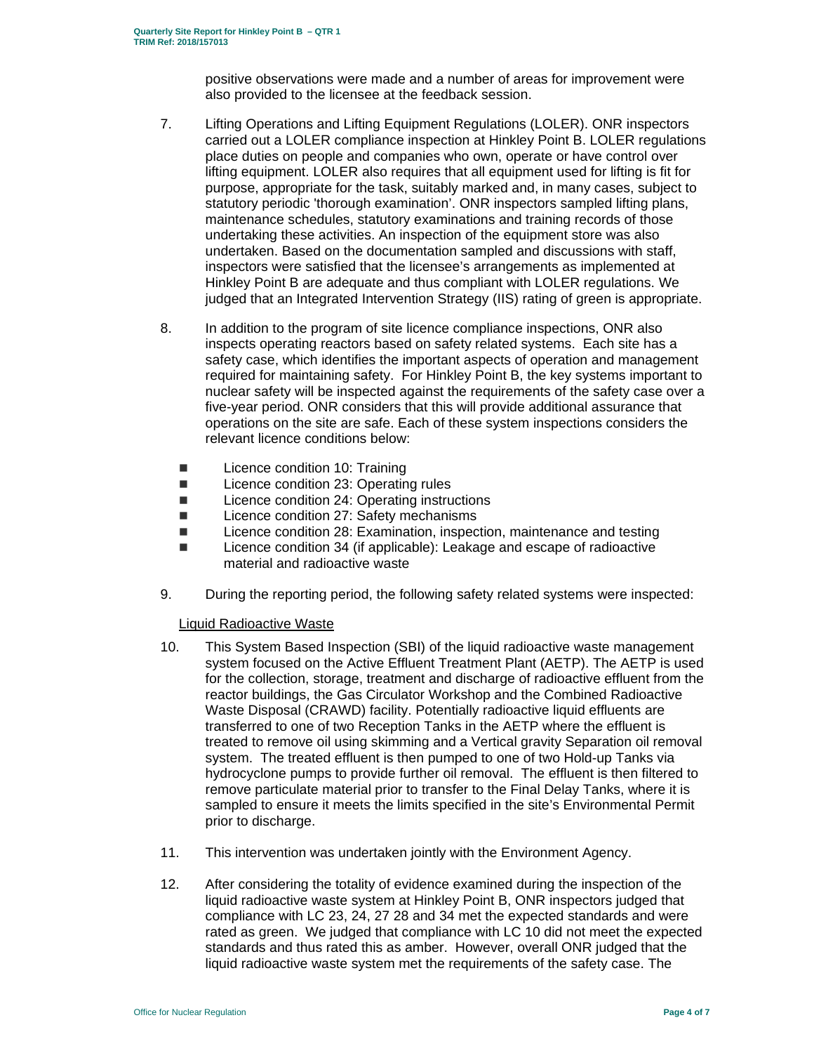positive observations were made and a number of areas for improvement were also provided to the licensee at the feedback session.

7. Lifting Operations and Lifting Equipment Regulations (LOLER). ONR inspectors carried out a LOLER compliance inspection at Hinkley Point B. LOLER regulations place duties on people and companies who own, operate or have control over lifting equipment. LOLER also requires that all equipment used for lifting is fit for purpose, appropriate for the task, suitably marked and, in many cases, subject to statutory periodic 'thorough examination'. ONR inspectors sampled lifting plans, maintenance schedules, statutory examinations and training records of those undertaking these activities. An inspection of the equipment store was also undertaken. Based on the documentation sampled and discussions with staff, inspectors were satisfied that the licensee's arrangements as implemented at Hinkley Point B are adequate and thus compliant with LOLER regulations. We judged that an Integrated Intervention Strategy (IIS) rating of green is appropriate.

8. In addition to the program of site licence compliance inspections, ONR also inspects operating reactors based on safety related systems. Each site has a safety case, which identifies the important aspects of operation and management required for maintaining safety. For Hinkley Point B, the key systems important to nuclear safety will be inspected against the requirements of the safety case over a five-year period. ONR considers that this will provide additional assurance that operations on the site are safe. Each of these system inspections considers the relevant licence conditions below:

   - Licence condition 10: Training
   - Licence condition 23: Operating rules
   - Licence condition 24: Operating instructions
   - Licence condition 27: Safety mechanisms
   - Licence condition 28: Examination, inspection, maintenance and testing
   - Licence condition 34 (if applicable): Leakage and escape of radioactive material and radioactive waste

9. During the reporting period, the following safety related systems were inspected:

Liquid Radioactive Waste

10. This System Based Inspection (SBI) of the liquid radioactive waste management system focused on the Active Effluent Treatment Plant (AETP). The AETP is used for the collection, storage, treatment and discharge of radioactive effluent from the reactor buildings, the Gas Circulator Workshop and the Combined Radioactive Waste Disposal (CRAWD) facility. Potentially radioactive liquid effluents are transferred to one of two Reception Tanks in the AETP where the effluent is treated to remove oil using skimming and a Vertical gravity Separation oil removal system. The treated effluent is then pumped to one of two Hold-up Tanks via hydrocyclone pumps to provide further oil removal. The effluent is then filtered to remove particulate material prior to transfer to the Final Delay Tanks, where it is sampled to ensure it meets the limits specified in the site's Environmental Permit prior to discharge.

11. This intervention was undertaken jointly with the Environment Agency.

12. After considering the totality of evidence examined during the inspection of the liquid radioactive waste system at Hinkley Point B, ONR inspectors judged that compliance with LC 23, 24, 27 28 and 34 met the expected standards and were rated as green. We judged that compliance with LC 10 did not meet the expected standards and thus rated this as amber. However, overall ONR judged that the liquid radioactive waste system met the requirements of the safety case. The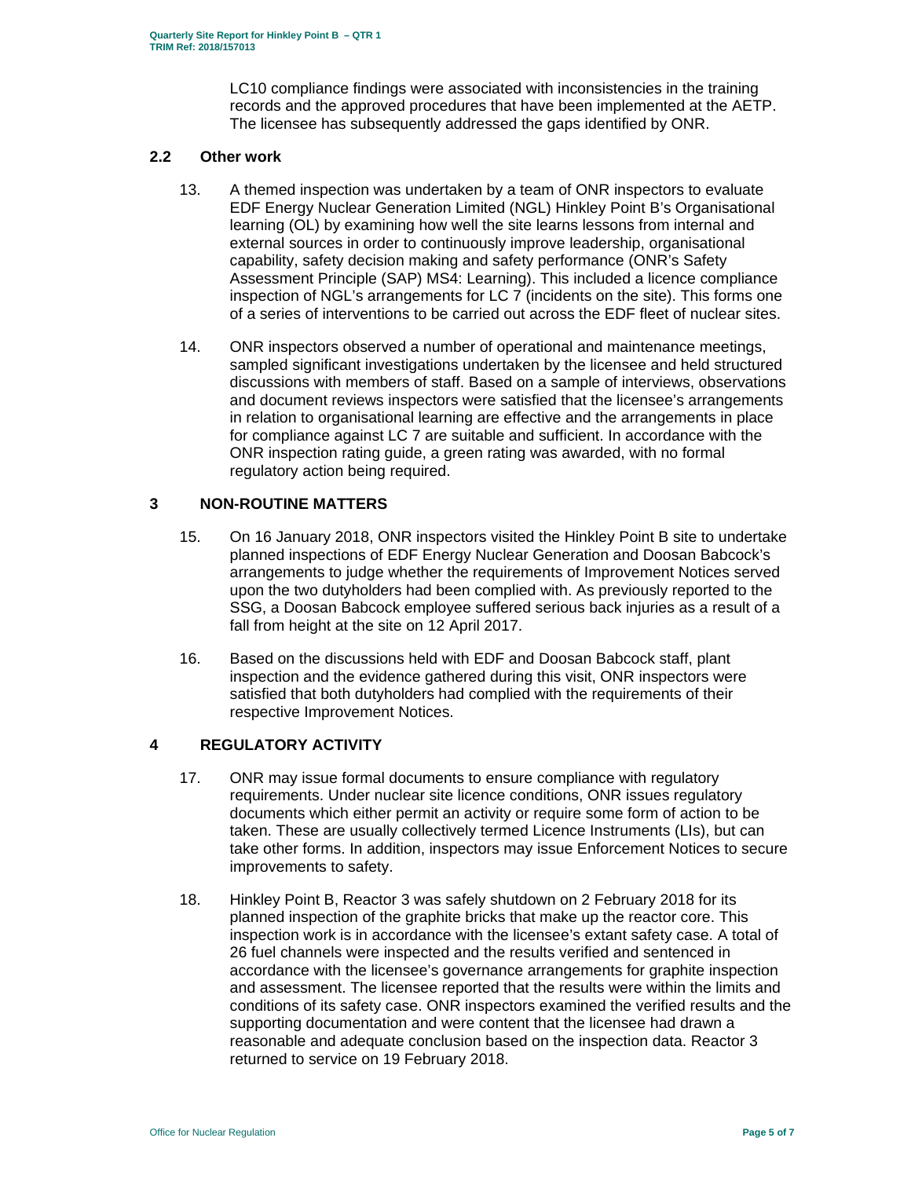LC10 compliance findings were associated with inconsistencies in the training records and the approved procedures that have been implemented at the AETP. The licensee has subsequently addressed the gaps identified by ONR.

### 2.2 Other work

13. A themed inspection was undertaken by a team of ONR inspectors to evaluate EDF Energy Nuclear Generation Limited (NGL) Hinkley Point B's Organisational learning (OL) by examining how well the site learns lessons from internal and external sources in order to continuously improve leadership, organisational capability, safety decision making and safety performance (ONR's Safety Assessment Principle (SAP) MS4: Learning). This included a licence compliance inspection of NGL's arrangements for LC 7 (incidents on the site). This forms one of a series of interventions to be carried out across the EDF fleet of nuclear sites.

14. ONR inspectors observed a number of operational and maintenance meetings, sampled significant investigations undertaken by the licensee and held structured discussions with members of staff. Based on a sample of interviews, observations and document reviews inspectors were satisfied that the licensee's arrangements in relation to organisational learning are effective and the arrangements in place for compliance against LC 7 are suitable and sufficient. In accordance with the ONR inspection rating guide, a green rating was awarded, with no formal regulatory action being required.

## 3 NON-ROUTINE MATTERS

15. On 16 January 2018, ONR inspectors visited the Hinkley Point B site to undertake planned inspections of EDF Energy Nuclear Generation and Doosan Babcock's arrangements to judge whether the requirements of Improvement Notices served upon the two dutyholders had been complied with. As previously reported to the SSG, a Doosan Babcock employee suffered serious back injuries as a result of a fall from height at the site on 12 April 2017.

16. Based on the discussions held with EDF and Doosan Babcock staff, plant inspection and the evidence gathered during this visit, ONR inspectors were satisfied that both dutyholders had complied with the requirements of their respective Improvement Notices.

## 4 REGULATORY ACTIVITY

17. ONR may issue formal documents to ensure compliance with regulatory requirements. Under nuclear site licence conditions, ONR issues regulatory documents which either permit an activity or require some form of action to be taken. These are usually collectively termed Licence Instruments (LIs), but can take other forms. In addition, inspectors may issue Enforcement Notices to secure improvements to safety.

18. Hinkley Point B, Reactor 3 was safely shutdown on 2 February 2018 for its planned inspection of the graphite bricks that make up the reactor core. This inspection work is in accordance with the licensee's extant safety case. A total of 26 fuel channels were inspected and the results verified and sentenced in accordance with the licensee's governance arrangements for graphite inspection and assessment. The licensee reported that the results were within the limits and conditions of its safety case. ONR inspectors examined the verified results and the supporting documentation and were content that the licensee had drawn a reasonable and adequate conclusion based on the inspection data. Reactor 3 returned to service on 19 February 2018.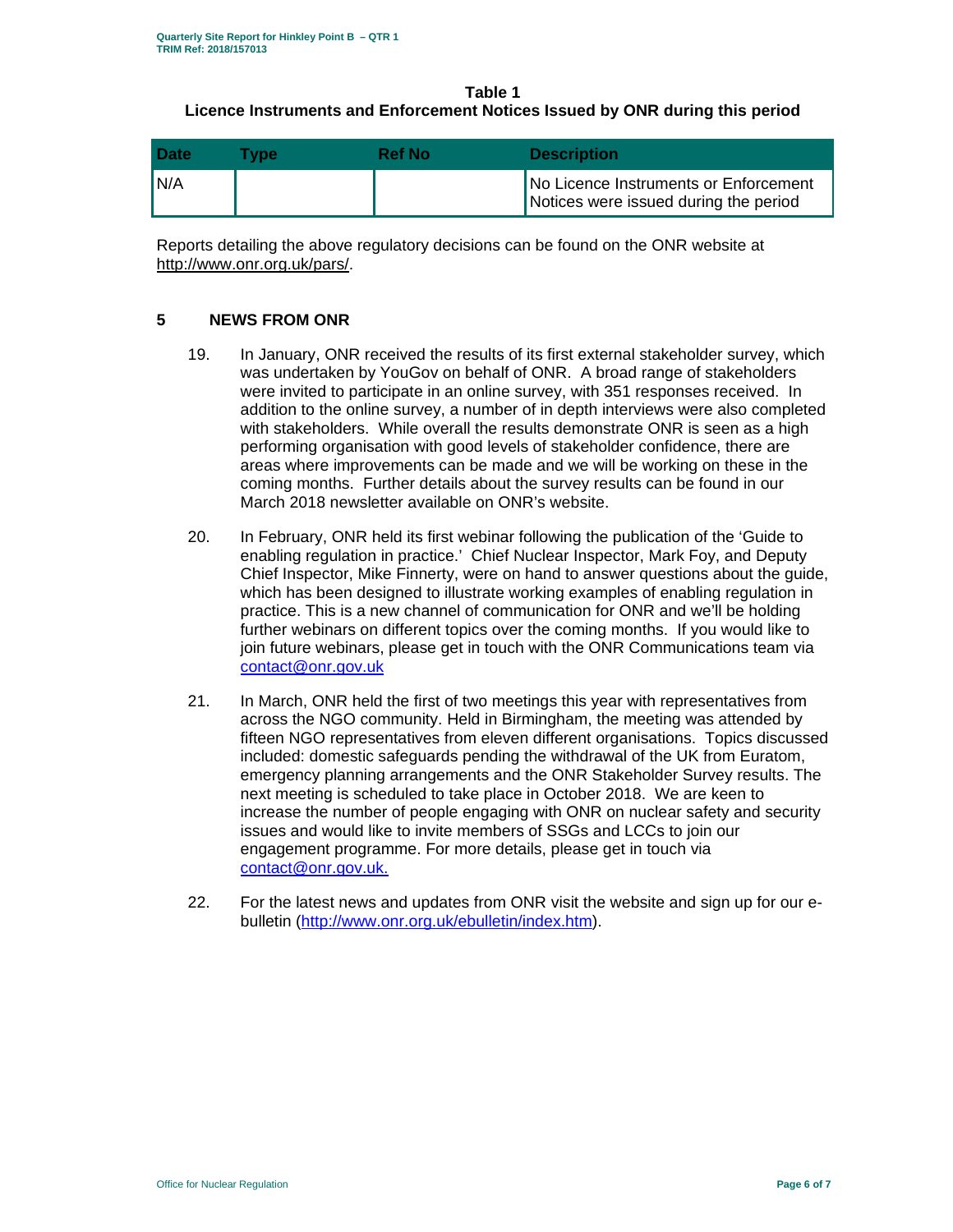**Table 1**
**Licence Instruments and Enforcement Notices Issued by ONR during this period**

| Date | Type | Ref No | Description |
|---|---|---|---|
| N/A | | | No Licence Instruments or Enforcement Notices were issued during the period |

Reports detailing the above regulatory decisions can be found on the ONR website at http://www.onr.org.uk/pars/.

## 5 NEWS FROM ONR

19. In January, ONR received the results of its first external stakeholder survey, which was undertaken by YouGov on behalf of ONR. A broad range of stakeholders were invited to participate in an online survey, with 351 responses received. In addition to the online survey, a number of in depth interviews were also completed with stakeholders. While overall the results demonstrate ONR is seen as a high performing organisation with good levels of stakeholder confidence, there are areas where improvements can be made and we will be working on these in the coming months. Further details about the survey results can be found in our March 2018 newsletter available on ONR's website.

20. In February, ONR held its first webinar following the publication of the 'Guide to enabling regulation in practice.' Chief Nuclear Inspector, Mark Foy, and Deputy Chief Inspector, Mike Finnerty, were on hand to answer questions about the guide, which has been designed to illustrate working examples of enabling regulation in practice. This is a new channel of communication for ONR and we'll be holding further webinars on different topics over the coming months. If you would like to join future webinars, please get in touch with the ONR Communications team via contact@onr.gov.uk

21. In March, ONR held the first of two meetings this year with representatives from across the NGO community. Held in Birmingham, the meeting was attended by fifteen NGO representatives from eleven different organisations. Topics discussed included: domestic safeguards pending the withdrawal of the UK from Euratom, emergency planning arrangements and the ONR Stakeholder Survey results. The next meeting is scheduled to take place in October 2018. We are keen to increase the number of people engaging with ONR on nuclear safety and security issues and would like to invite members of SSGs and LCCs to join our engagement programme. For more details, please get in touch via contact@onr.gov.uk.

22. For the latest news and updates from ONR visit the website and sign up for our e-bulletin (http://www.onr.org.uk/ebulletin/index.htm).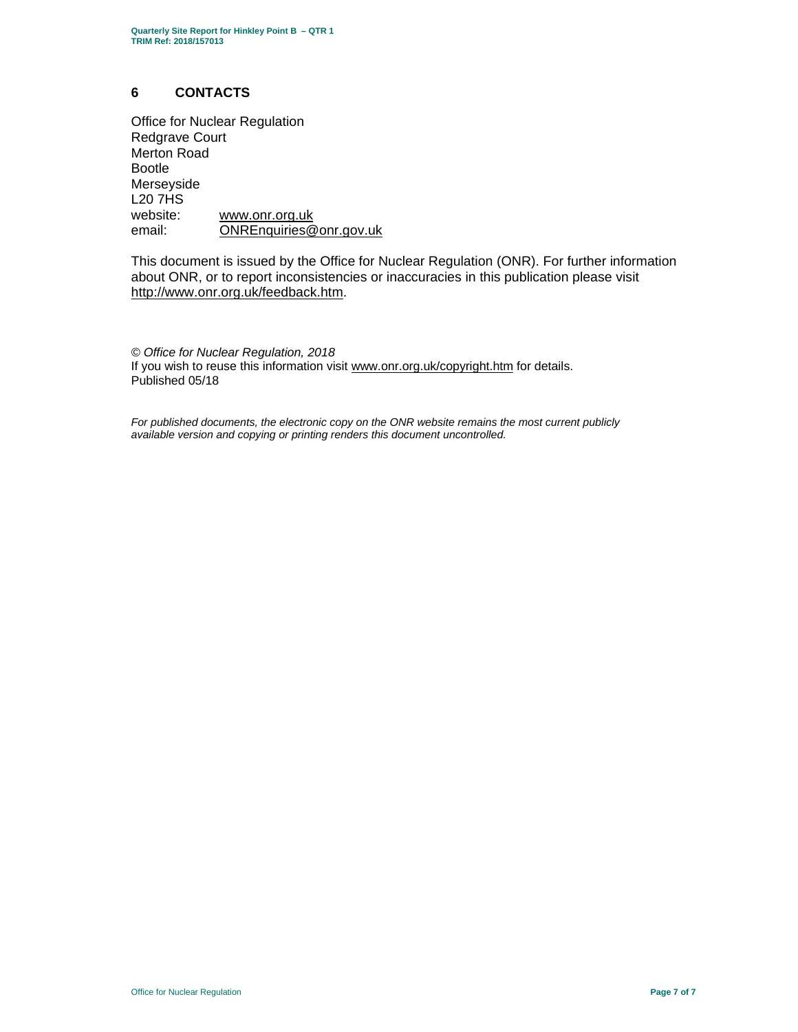## 6 CONTACTS

Office for Nuclear Regulation
Redgrave Court
Merton Road
Bootle
Merseyside
L20 7HS
website: www.onr.org.uk
email: ONREnquiries@onr.gov.uk

This document is issued by the Office for Nuclear Regulation (ONR). For further information about ONR, or to report inconsistencies or inaccuracies in this publication please visit http://www.onr.org.uk/feedback.htm.

*© Office for Nuclear Regulation, 2018*
If you wish to reuse this information visit www.onr.org.uk/copyright.htm for details.
Published 05/18

*For published documents, the electronic copy on the ONR website remains the most current publicly available version and copying or printing renders this document uncontrolled.*